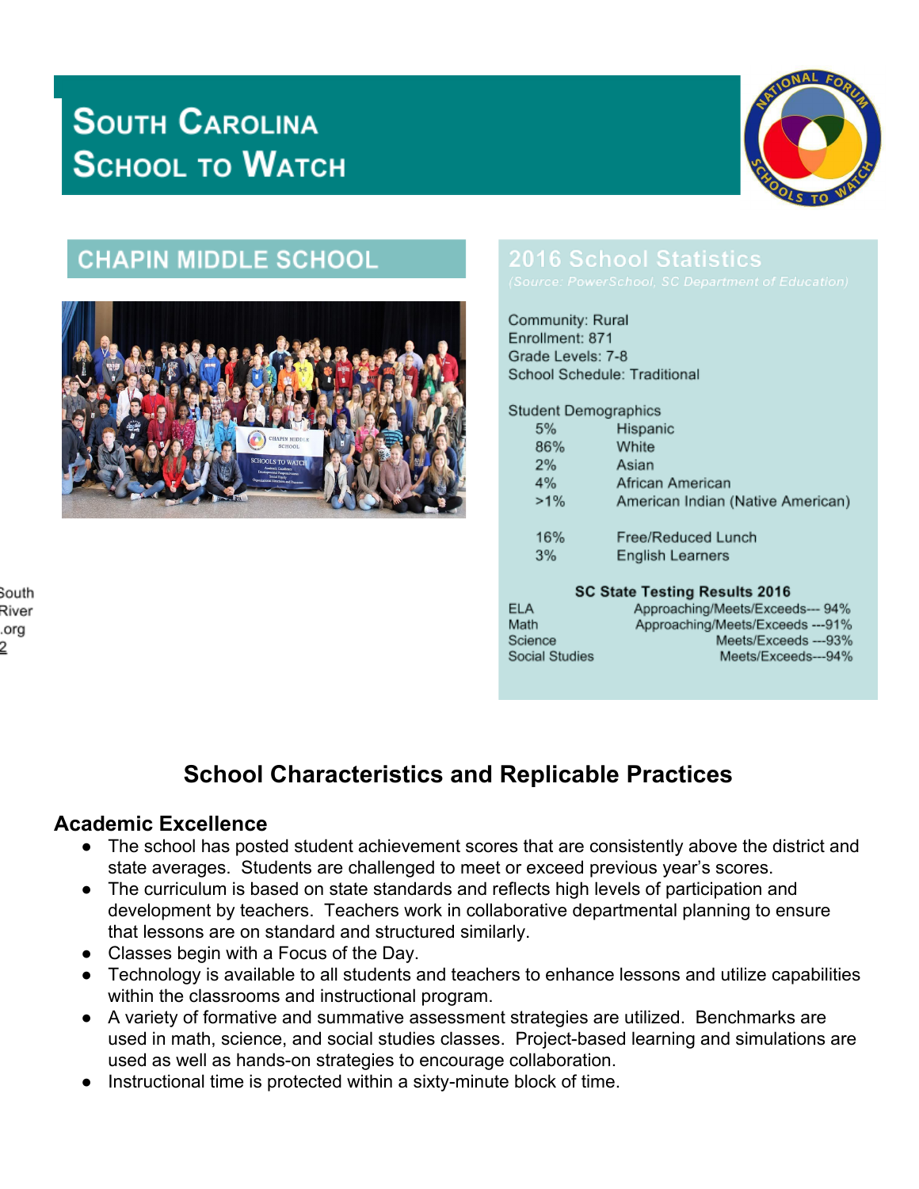# South Carolina School to Watch

## CHAPIN MIDDLE SCHOOL

South
River
.org
2

## 2016 School Statistics

*(Source: PowerSchool, SC Department of Education)*

Community: Rural
Enrollment: 871
Grade Levels: 7-8
School Schedule: Traditional

Student Demographics

| | |
|---|---|
| 5% | Hispanic |
| 86% | White |
| 2% | Asian |
| 4% | African American |
| >1% | American Indian (Native American) |
| 16% | Free/Reduced Lunch |
| 3% | English Learners |

**SC State Testing Results 2016**

| | |
|---|---|
| ELA | Approaching/Meets/Exceeds--- 94% |
| Math | Approaching/Meets/Exceeds ---91% |
| Science | Meets/Exceeds ---93% |
| Social Studies | Meets/Exceeds---94% |

# School Characteristics and Replicable Practices

## Academic Excellence

- The school has posted student achievement scores that are consistently above the district and state averages. Students are challenged to meet or exceed previous year's scores.
- The curriculum is based on state standards and reflects high levels of participation and development by teachers. Teachers work in collaborative departmental planning to ensure that lessons are on standard and structured similarly.
- Classes begin with a Focus of the Day.
- Technology is available to all students and teachers to enhance lessons and utilize capabilities within the classrooms and instructional program.
- A variety of formative and summative assessment strategies are utilized. Benchmarks are used in math, science, and social studies classes. Project-based learning and simulations are used as well as hands-on strategies to encourage collaboration.
- Instructional time is protected within a sixty-minute block of time.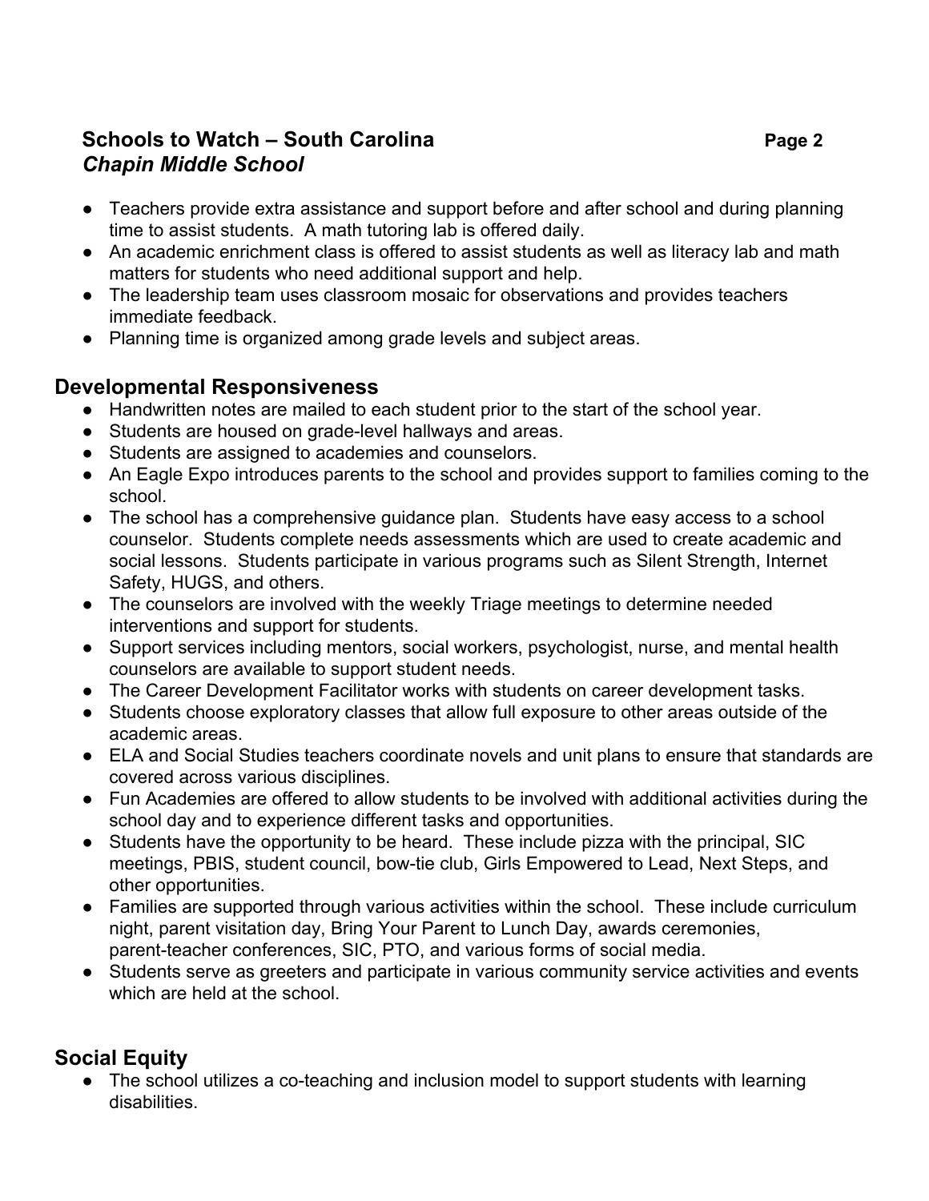- Teachers provide extra assistance and support before and after school and during planning time to assist students. A math tutoring lab is offered daily.
- An academic enrichment class is offered to assist students as well as literacy lab and math matters for students who need additional support and help.
- The leadership team uses classroom mosaic for observations and provides teachers immediate feedback.
- Planning time is organized among grade levels and subject areas.

## Developmental Responsiveness

- Handwritten notes are mailed to each student prior to the start of the school year.
- Students are housed on grade-level hallways and areas.
- Students are assigned to academies and counselors.
- An Eagle Expo introduces parents to the school and provides support to families coming to the school.
- The school has a comprehensive guidance plan. Students have easy access to a school counselor. Students complete needs assessments which are used to create academic and social lessons. Students participate in various programs such as Silent Strength, Internet Safety, HUGS, and others.
- The counselors are involved with the weekly Triage meetings to determine needed interventions and support for students.
- Support services including mentors, social workers, psychologist, nurse, and mental health counselors are available to support student needs.
- The Career Development Facilitator works with students on career development tasks.
- Students choose exploratory classes that allow full exposure to other areas outside of the academic areas.
- ELA and Social Studies teachers coordinate novels and unit plans to ensure that standards are covered across various disciplines.
- Fun Academies are offered to allow students to be involved with additional activities during the school day and to experience different tasks and opportunities.
- Students have the opportunity to be heard. These include pizza with the principal, SIC meetings, PBIS, student council, bow-tie club, Girls Empowered to Lead, Next Steps, and other opportunities.
- Families are supported through various activities within the school. These include curriculum night, parent visitation day, Bring Your Parent to Lunch Day, awards ceremonies, parent-teacher conferences, SIC, PTO, and various forms of social media.
- Students serve as greeters and participate in various community service activities and events which are held at the school.

## Social Equity

- The school utilizes a co-teaching and inclusion model to support students with learning disabilities.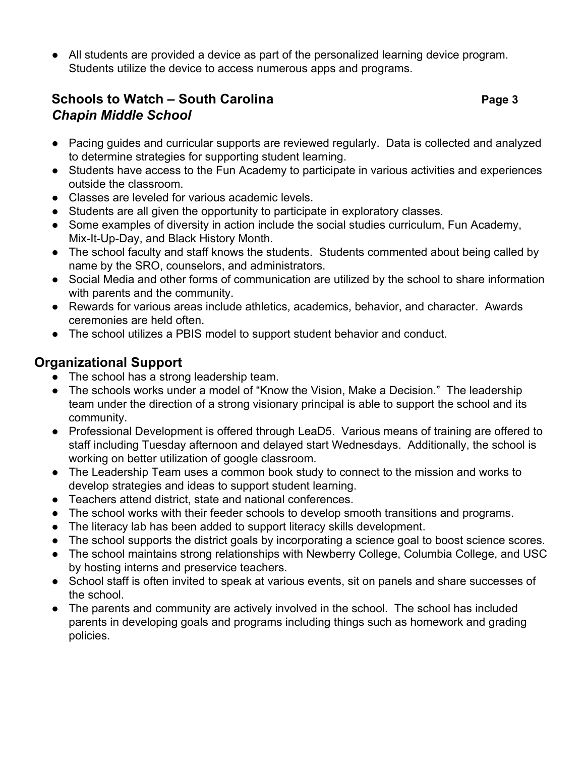- All students are provided a device as part of the personalized learning device program. Students utilize the device to access numerous apps and programs.

- Pacing guides and curricular supports are reviewed regularly. Data is collected and analyzed to determine strategies for supporting student learning.
- Students have access to the Fun Academy to participate in various activities and experiences outside the classroom.
- Classes are leveled for various academic levels.
- Students are all given the opportunity to participate in exploratory classes.
- Some examples of diversity in action include the social studies curriculum, Fun Academy, Mix-It-Up-Day, and Black History Month.
- The school faculty and staff knows the students. Students commented about being called by name by the SRO, counselors, and administrators.
- Social Media and other forms of communication are utilized by the school to share information with parents and the community.
- Rewards for various areas include athletics, academics, behavior, and character. Awards ceremonies are held often.
- The school utilizes a PBIS model to support student behavior and conduct.

## Organizational Support

- The school has a strong leadership team.
- The schools works under a model of "Know the Vision, Make a Decision." The leadership team under the direction of a strong visionary principal is able to support the school and its community.
- Professional Development is offered through LeaD5. Various means of training are offered to staff including Tuesday afternoon and delayed start Wednesdays. Additionally, the school is working on better utilization of google classroom.
- The Leadership Team uses a common book study to connect to the mission and works to develop strategies and ideas to support student learning.
- Teachers attend district, state and national conferences.
- The school works with their feeder schools to develop smooth transitions and programs.
- The literacy lab has been added to support literacy skills development.
- The school supports the district goals by incorporating a science goal to boost science scores.
- The school maintains strong relationships with Newberry College, Columbia College, and USC by hosting interns and preservice teachers.
- School staff is often invited to speak at various events, sit on panels and share successes of the school.
- The parents and community are actively involved in the school. The school has included parents in developing goals and programs including things such as homework and grading policies.